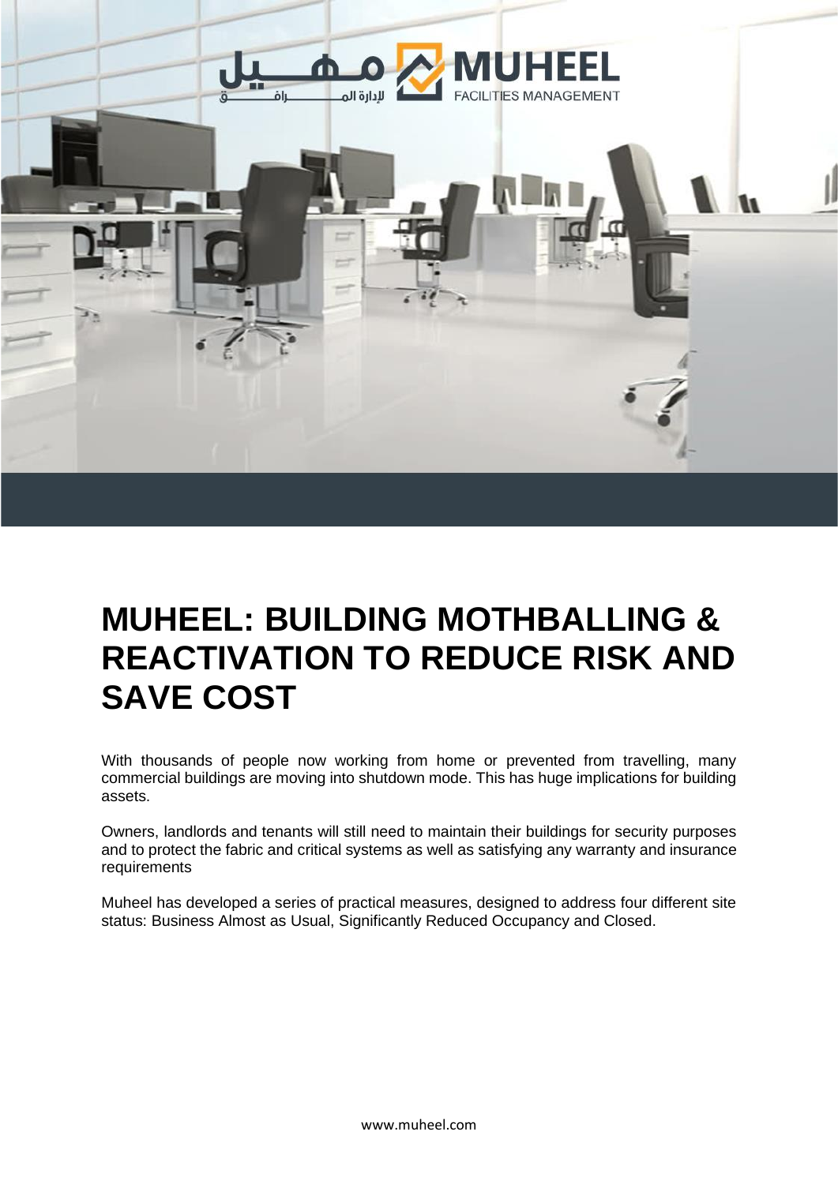# MUHEEL: BUILDING MOTHBALLING & REACTIVATION TO REDUCE RISK AND SAVE COST

With thousands of people now working from home or prevented from travelling, many commercial buildings are moving into shutdown mode. This has huge implications for building assets.

Owners, landlords and tenants will still need to maintain their buildings for security purposes and to protect the fabric and critical systems as well as satisfying any warranty and insurance requirements

Muheel has developed a series of practical measures, designed to address four different site status: Business Almost as Usual, Significantly Reduced Occupancy and Closed.

www.muheel.com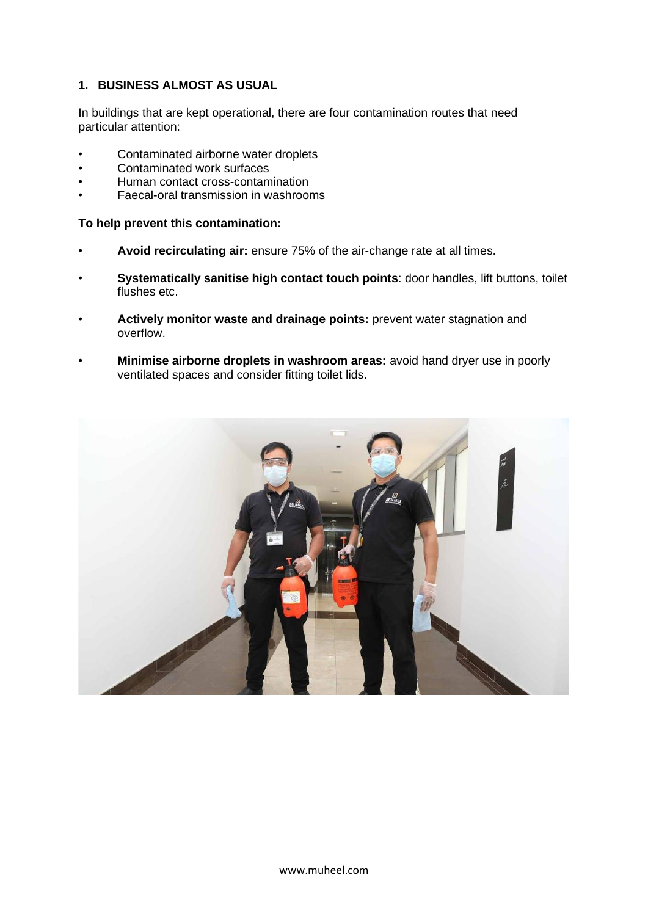## 1. BUSINESS ALMOST AS USUAL

In buildings that are kept operational, there are four contamination routes that need particular attention:

- Contaminated airborne water droplets
- Contaminated work surfaces
- Human contact cross-contamination
- Faecal-oral transmission in washrooms

**To help prevent this contamination:**

- **Avoid recirculating air:** ensure 75% of the air-change rate at all times.
- **Systematically sanitise high contact touch points**: door handles, lift buttons, toilet flushes etc.
- **Actively monitor waste and drainage points:** prevent water stagnation and overflow.
- **Minimise airborne droplets in washroom areas:** avoid hand dryer use in poorly ventilated spaces and consider fitting toilet lids.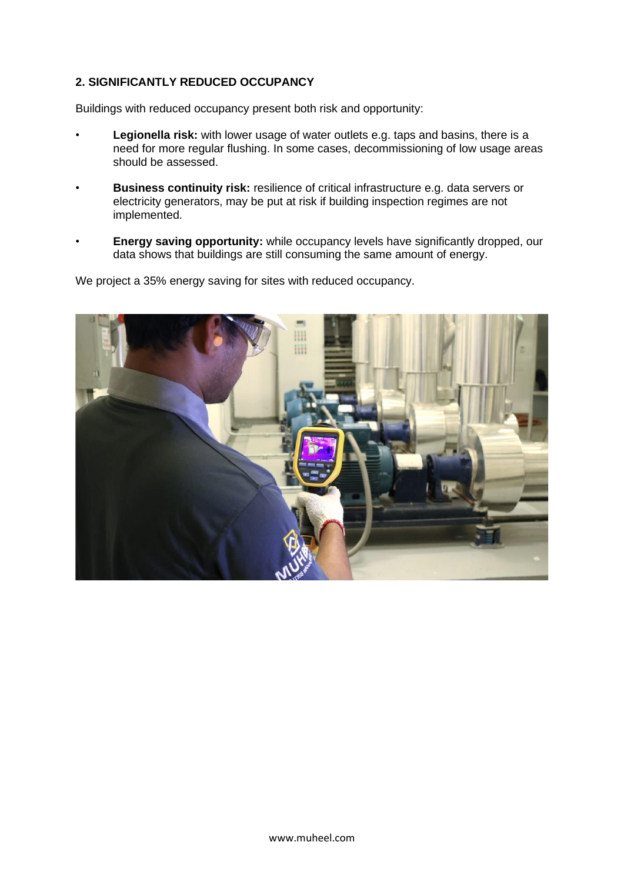## 2. SIGNIFICANTLY REDUCED OCCUPANCY

Buildings with reduced occupancy present both risk and opportunity:

- **Legionella risk:** with lower usage of water outlets e.g. taps and basins, there is a need for more regular flushing. In some cases, decommissioning of low usage areas should be assessed.
- **Business continuity risk:** resilience of critical infrastructure e.g. data servers or electricity generators, may be put at risk if building inspection regimes are not implemented.
- **Energy saving opportunity:** while occupancy levels have significantly dropped, our data shows that buildings are still consuming the same amount of energy.

We project a 35% energy saving for sites with reduced occupancy.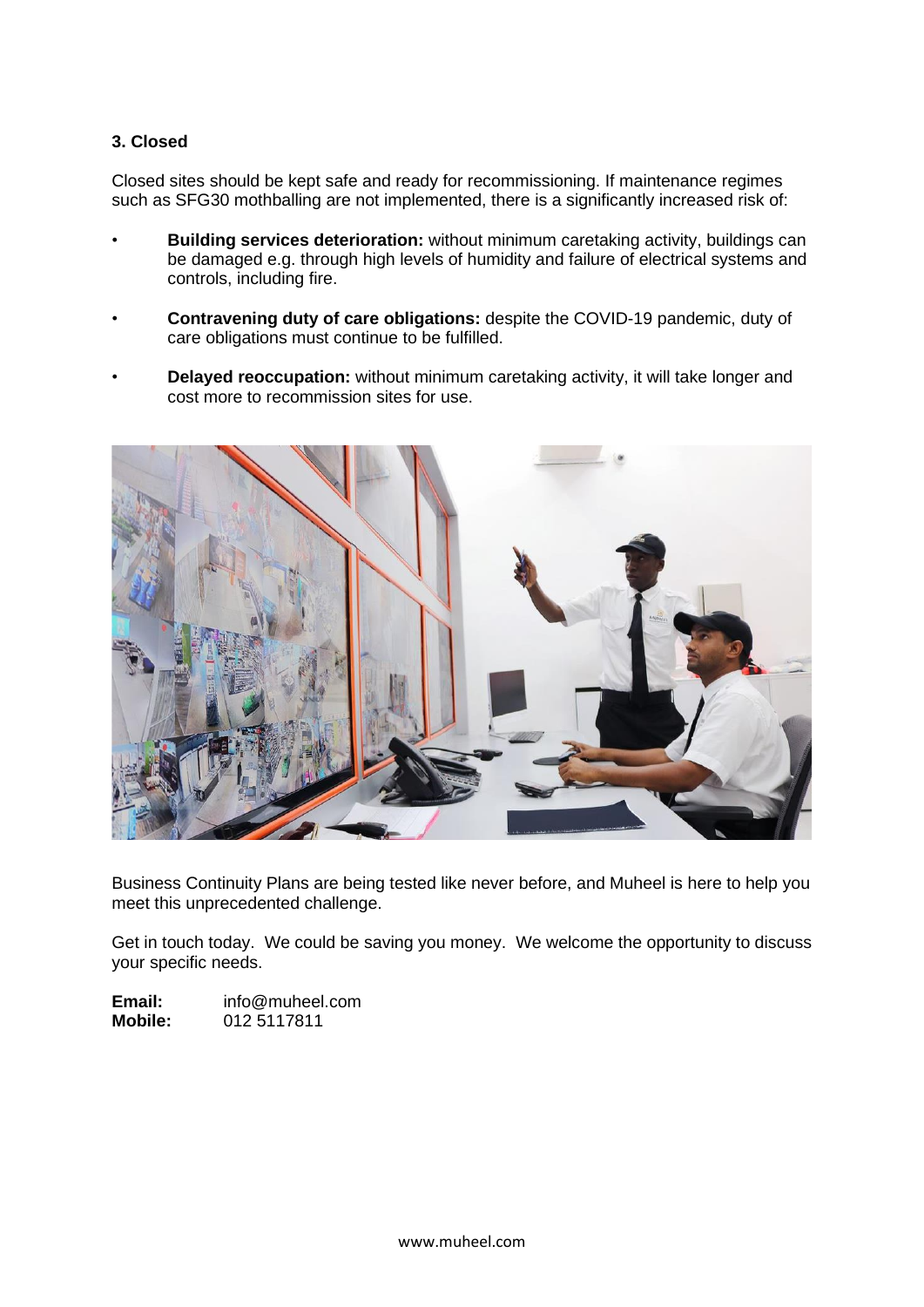### 3. Closed

Closed sites should be kept safe and ready for recommissioning. If maintenance regimes such as SFG30 mothballing are not implemented, there is a significantly increased risk of:

- **Building services deterioration:** without minimum caretaking activity, buildings can be damaged e.g. through high levels of humidity and failure of electrical systems and controls, including fire.
- **Contravening duty of care obligations:** despite the COVID-19 pandemic, duty of care obligations must continue to be fulfilled.
- **Delayed reoccupation:** without minimum caretaking activity, it will take longer and cost more to recommission sites for use.

Business Continuity Plans are being tested like never before, and Muheel is here to help you meet this unprecedented challenge.

Get in touch today. We could be saving you money. We welcome the opportunity to discuss your specific needs.

**Email:** info@muheel.com
**Mobile:** 012 5117811